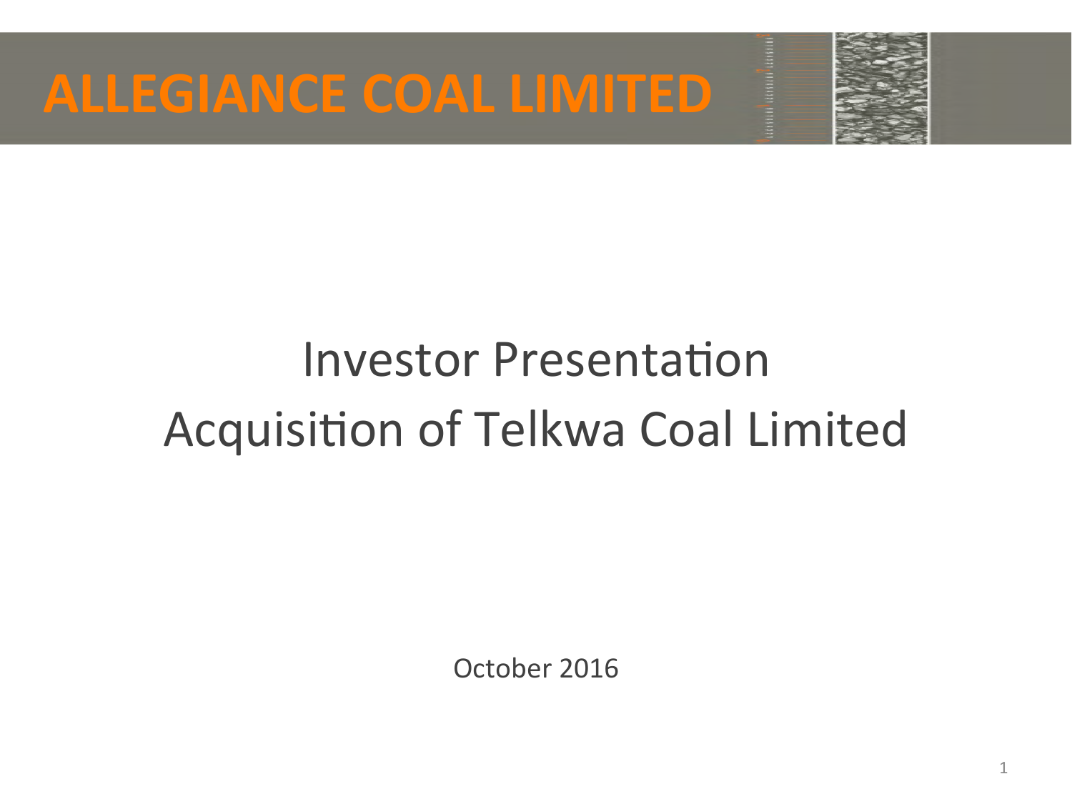# ALLEGIANCE COAL LIMITED

## Investor Presentation
## Acquisition of Telkwa Coal Limited

October 2016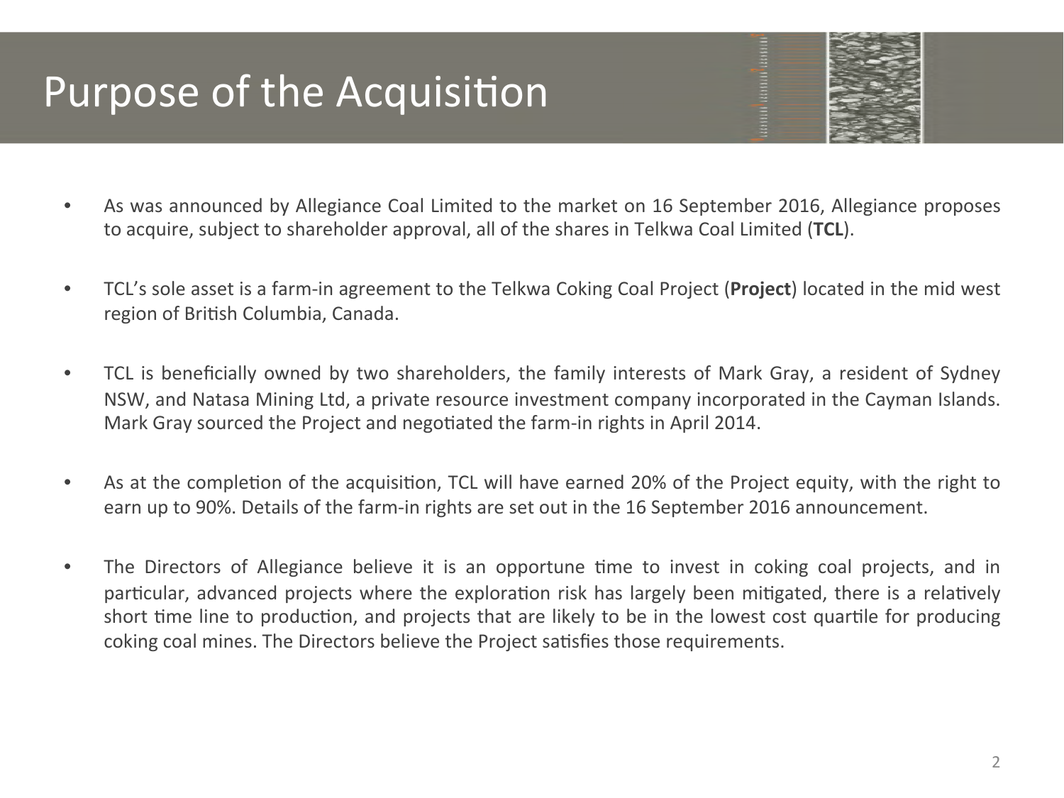# Purpose of the Acquisition

- As was announced by Allegiance Coal Limited to the market on 16 September 2016, Allegiance proposes to acquire, subject to shareholder approval, all of the shares in Telkwa Coal Limited (**TCL**).

- TCL's sole asset is a farm-in agreement to the Telkwa Coking Coal Project (**Project**) located in the mid west region of British Columbia, Canada.

- TCL is beneficially owned by two shareholders, the family interests of Mark Gray, a resident of Sydney NSW, and Natasa Mining Ltd, a private resource investment company incorporated in the Cayman Islands. Mark Gray sourced the Project and negotiated the farm-in rights in April 2014.

- As at the completion of the acquisition, TCL will have earned 20% of the Project equity, with the right to earn up to 90%. Details of the farm-in rights are set out in the 16 September 2016 announcement.

- The Directors of Allegiance believe it is an opportune time to invest in coking coal projects, and in particular, advanced projects where the exploration risk has largely been mitigated, there is a relatively short time line to production, and projects that are likely to be in the lowest cost quartile for producing coking coal mines. The Directors believe the Project satisfies those requirements.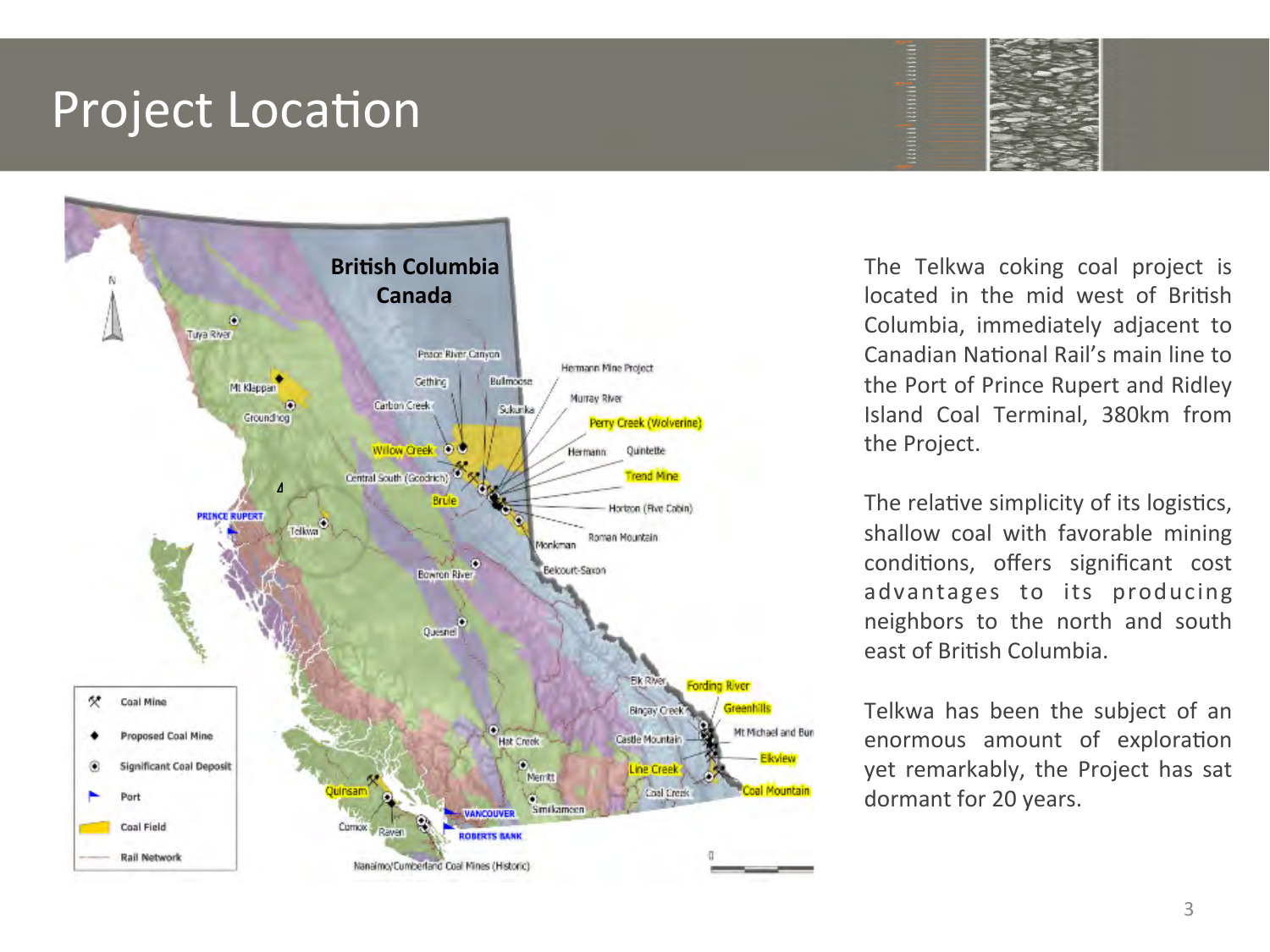# Project Location

The Telkwa coking coal project is located in the mid west of British Columbia, immediately adjacent to Canadian National Rail's main line to the Port of Prince Rupert and Ridley Island Coal Terminal, 380km from the Project.

The relative simplicity of its logistics, shallow coal with favorable mining conditions, offers significant cost advantages to its producing neighbors to the north and south east of British Columbia.

Telkwa has been the subject of an enormous amount of exploration yet remarkably, the Project has sat dormant for 20 years.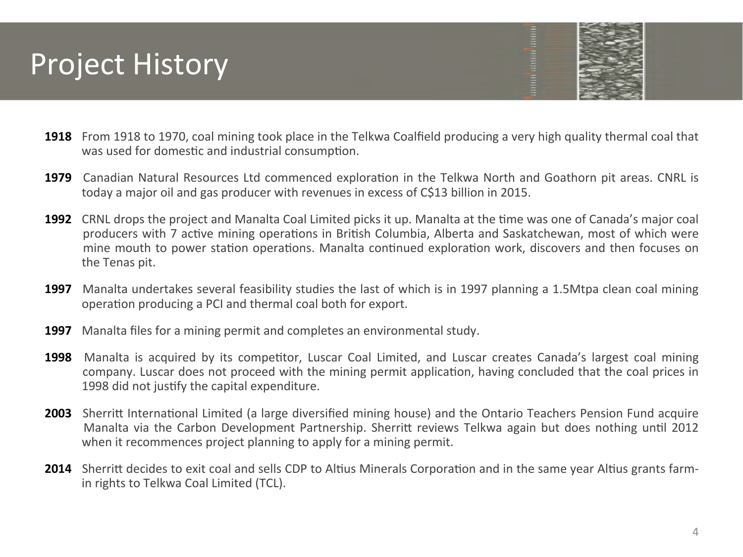# Project History

**1918** From 1918 to 1970, coal mining took place in the Telkwa Coalfield producing a very high quality thermal coal that was used for domestic and industrial consumption.

**1979** Canadian Natural Resources Ltd commenced exploration in the Telkwa North and Goathorn pit areas. CNRL is today a major oil and gas producer with revenues in excess of C$13 billion in 2015.

**1992** CRNL drops the project and Manalta Coal Limited picks it up. Manalta at the time was one of Canada's major coal producers with 7 active mining operations in British Columbia, Alberta and Saskatchewan, most of which were mine mouth to power station operations. Manalta continued exploration work, discovers and then focuses on the Tenas pit.

**1997** Manalta undertakes several feasibility studies the last of which is in 1997 planning a 1.5Mtpa clean coal mining operation producing a PCI and thermal coal both for export.

**1997** Manalta files for a mining permit and completes an environmental study.

**1998** Manalta is acquired by its competitor, Luscar Coal Limited, and Luscar creates Canada's largest coal mining company. Luscar does not proceed with the mining permit application, having concluded that the coal prices in 1998 did not justify the capital expenditure.

**2003** Sherritt International Limited (a large diversified mining house) and the Ontario Teachers Pension Fund acquire Manalta via the Carbon Development Partnership. Sherritt reviews Telkwa again but does nothing until 2012 when it recommences project planning to apply for a mining permit.

**2014** Sherritt decides to exit coal and sells CDP to Altius Minerals Corporation and in the same year Altius grants farm-in rights to Telkwa Coal Limited (TCL).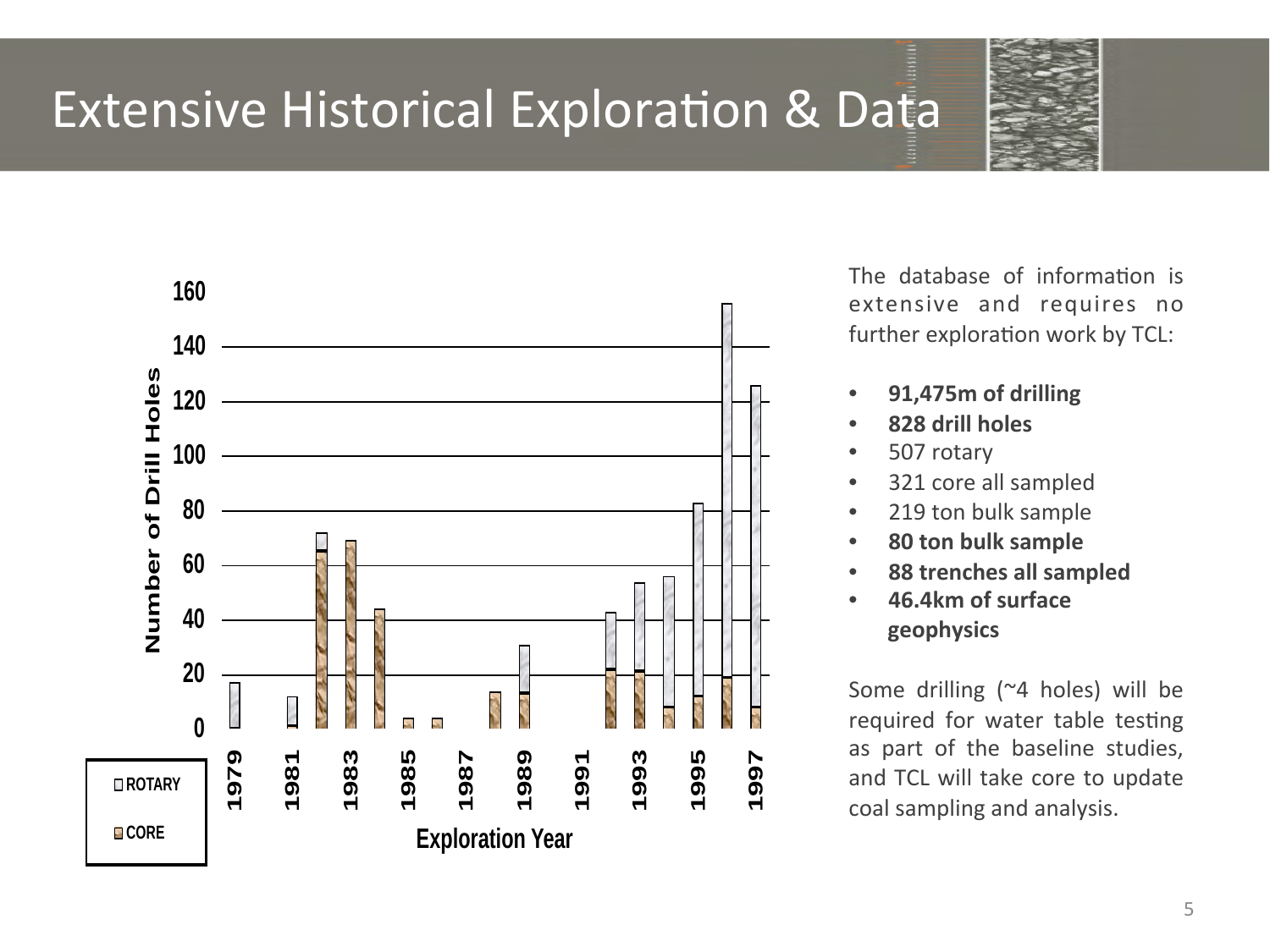# Extensive Historical Exploration & Data

The database of information is extensive and requires no further exploration work by TCL:

- **91,475m of drilling**
- **828 drill holes**
- 507 rotary
- 321 core all sampled
- 219 ton bulk sample
- **80 ton bulk sample**
- **88 trenches all sampled**
- **46.4km of surface geophysics**

Some drilling (~4 holes) will be required for water table testing as part of the baseline studies, and TCL will take core to update coal sampling and analysis.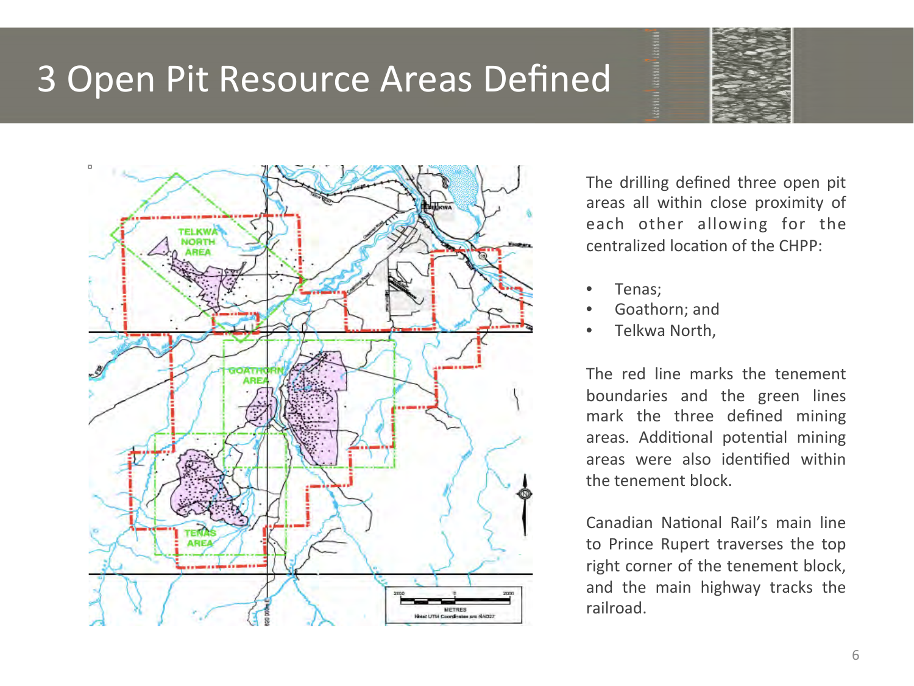# 3 Open Pit Resource Areas Defined

The drilling defined three open pit areas all within close proximity of each other allowing for the centralized location of the CHPP:

- Tenas;
- Goathorn; and
- Telkwa North,

The red line marks the tenement boundaries and the green lines mark the three defined mining areas. Additional potential mining areas were also identified within the tenement block.

Canadian National Rail's main line to Prince Rupert traverses the top right corner of the tenement block, and the main highway tracks the railroad.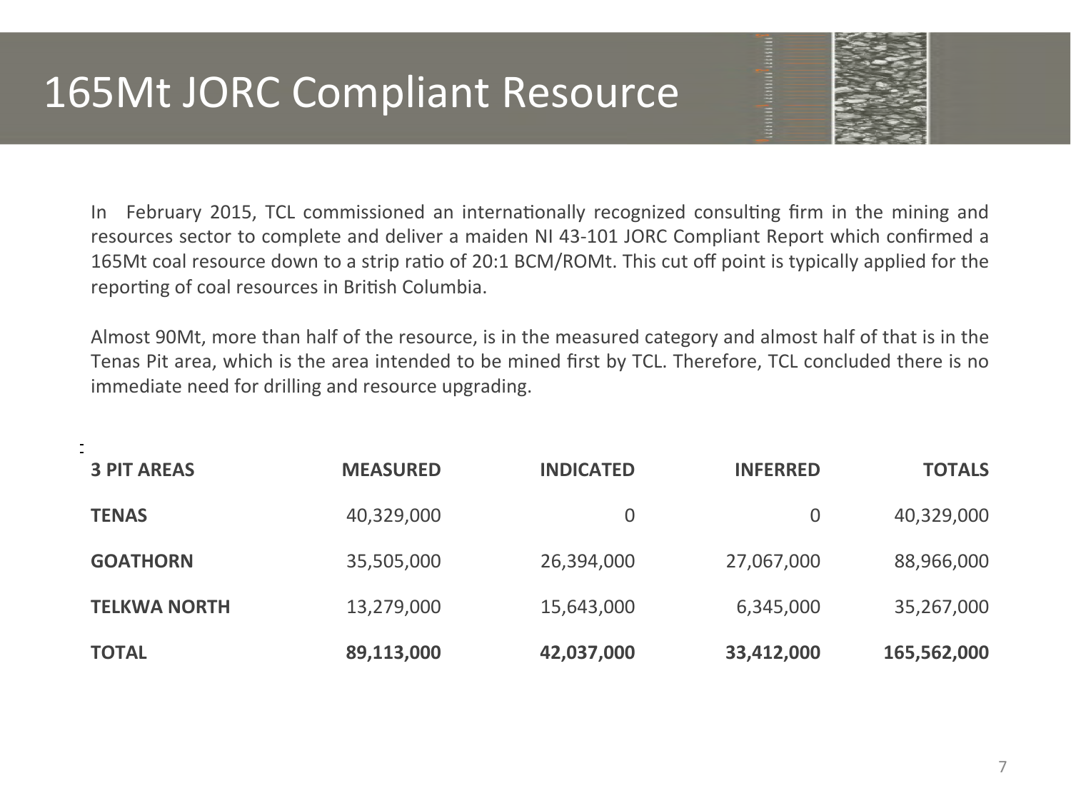# 165Mt JORC Compliant Resource

In February 2015, TCL commissioned an internationally recognized consulting firm in the mining and resources sector to complete and deliver a maiden NI 43-101 JORC Compliant Report which confirmed a 165Mt coal resource down to a strip ratio of 20:1 BCM/ROMt. This cut off point is typically applied for the reporting of coal resources in British Columbia.

Almost 90Mt, more than half of the resource, is in the measured category and almost half of that is in the Tenas Pit area, which is the area intended to be mined first by TCL. Therefore, TCL concluded there is no immediate need for drilling and resource upgrading.

| 3 PIT AREAS | MEASURED | INDICATED | INFERRED | TOTALS |
|---|---|---|---|---|
| **TENAS** | 40,329,000 | 0 | 0 | 40,329,000 |
| **GOATHORN** | 35,505,000 | 26,394,000 | 27,067,000 | 88,966,000 |
| **TELKWA NORTH** | 13,279,000 | 15,643,000 | 6,345,000 | 35,267,000 |
| **TOTAL** | **89,113,000** | **42,037,000** | **33,412,000** | **165,562,000** |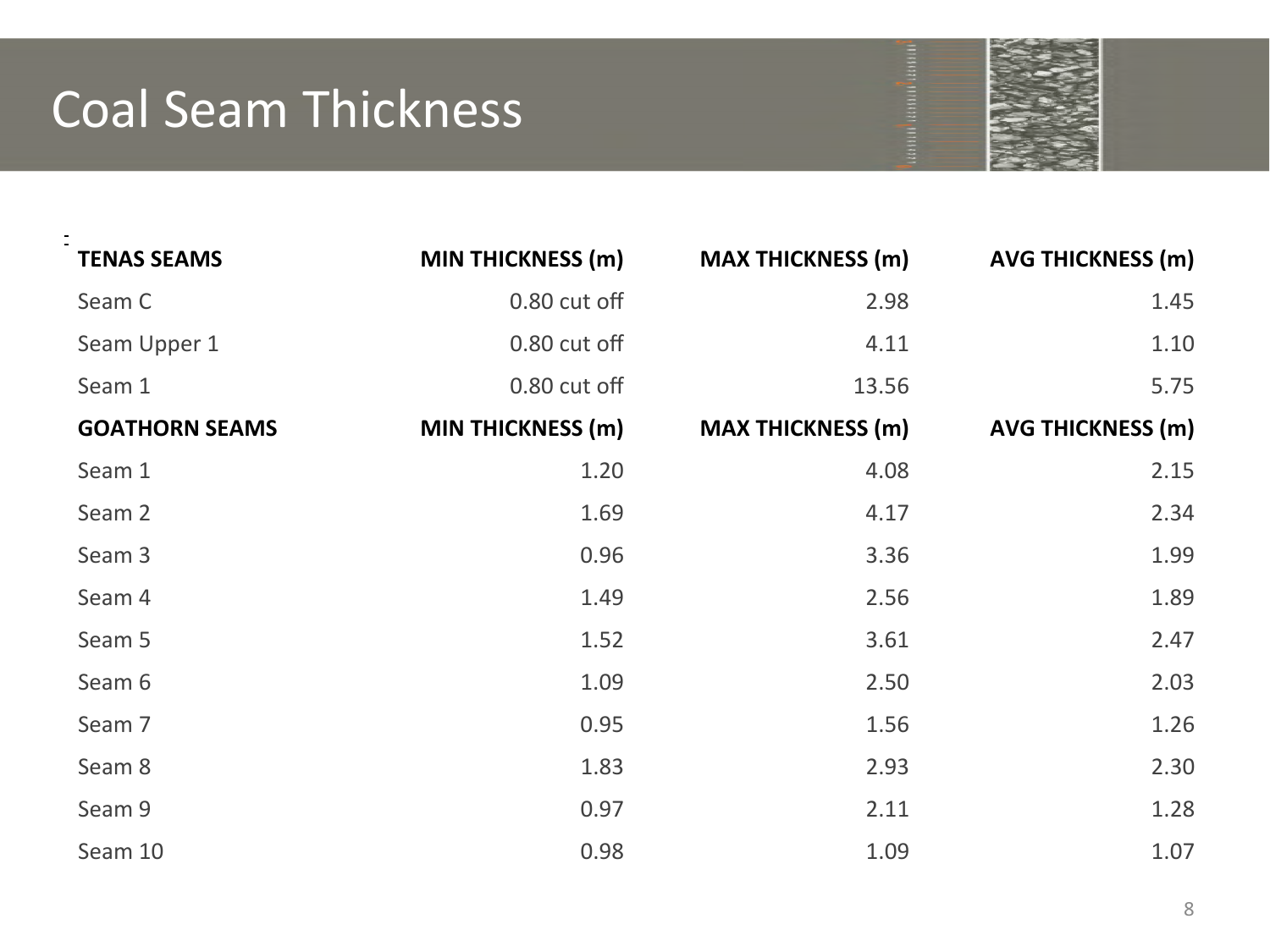# Coal Seam Thickness

| TENAS SEAMS | MIN THICKNESS (m) | MAX THICKNESS (m) | AVG THICKNESS (m) |
|---|---|---|---|
| Seam C | 0.80 cut off | 2.98 | 1.45 |
| Seam Upper 1 | 0.80 cut off | 4.11 | 1.10 |
| Seam 1 | 0.80 cut off | 13.56 | 5.75 |
| **GOATHORN SEAMS** | **MIN THICKNESS (m)** | **MAX THICKNESS (m)** | **AVG THICKNESS (m)** |
| Seam 1 | 1.20 | 4.08 | 2.15 |
| Seam 2 | 1.69 | 4.17 | 2.34 |
| Seam 3 | 0.96 | 3.36 | 1.99 |
| Seam 4 | 1.49 | 2.56 | 1.89 |
| Seam 5 | 1.52 | 3.61 | 2.47 |
| Seam 6 | 1.09 | 2.50 | 2.03 |
| Seam 7 | 0.95 | 1.56 | 1.26 |
| Seam 8 | 1.83 | 2.93 | 2.30 |
| Seam 9 | 0.97 | 2.11 | 1.28 |
| Seam 10 | 0.98 | 1.09 | 1.07 |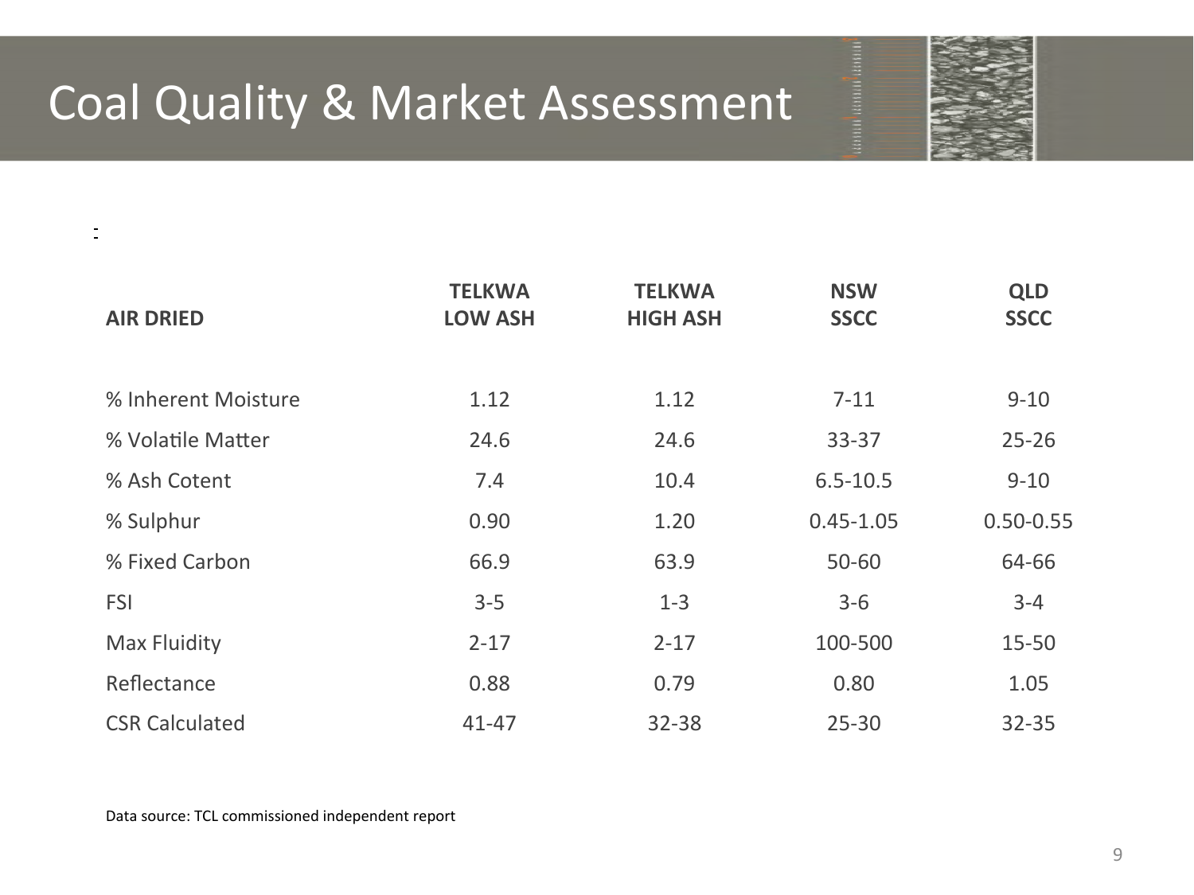# Coal Quality & Market Assessment

| AIR DRIED | TELKWA LOW ASH | TELKWA HIGH ASH | NSW SSCC | QLD SSCC |
|---|---|---|---|---|
| % Inherent Moisture | 1.12 | 1.12 | 7-11 | 9-10 |
| % Volatile Matter | 24.6 | 24.6 | 33-37 | 25-26 |
| % Ash Cotent | 7.4 | 10.4 | 6.5-10.5 | 9-10 |
| % Sulphur | 0.90 | 1.20 | 0.45-1.05 | 0.50-0.55 |
| % Fixed Carbon | 66.9 | 63.9 | 50-60 | 64-66 |
| FSI | 3-5 | 1-3 | 3-6 | 3-4 |
| Max Fluidity | 2-17 | 2-17 | 100-500 | 15-50 |
| Reflectance | 0.88 | 0.79 | 0.80 | 1.05 |
| CSR Calculated | 41-47 | 32-38 | 25-30 | 32-35 |

Data source: TCL commissioned independent report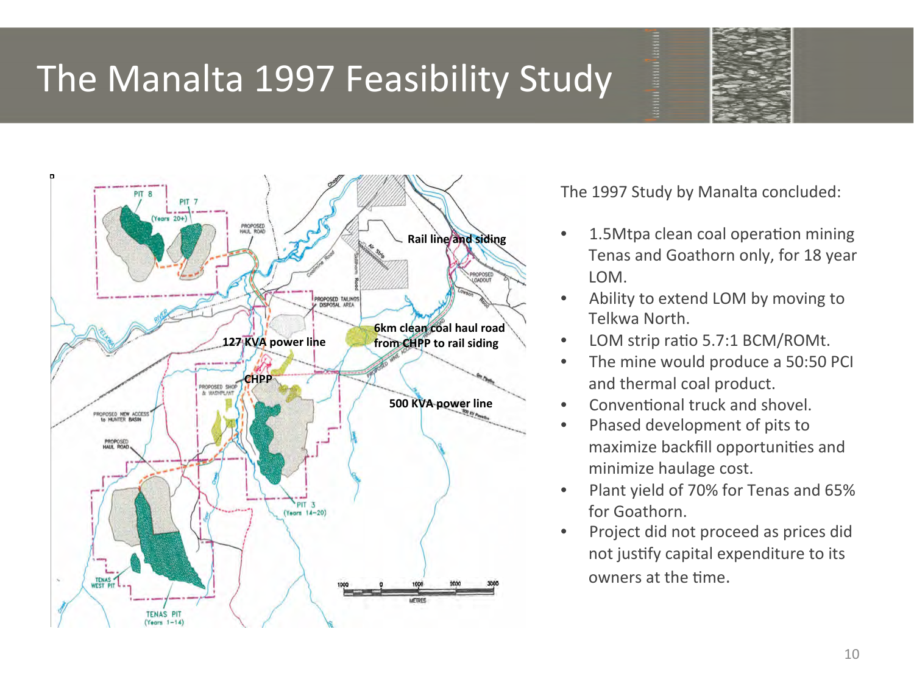# The Manalta 1997 Feasibility Study

The 1997 Study by Manalta concluded:

- 1.5Mtpa clean coal operation mining Tenas and Goathorn only, for 18 year LOM.
- Ability to extend LOM by moving to Telkwa North.
- LOM strip ratio 5.7:1 BCM/ROMt.
- The mine would produce a 50:50 PCI and thermal coal product.
- Conventional truck and shovel.
- Phased development of pits to maximize backfill opportunities and minimize haulage cost.
- Plant yield of 70% for Tenas and 65% for Goathorn.
- Project did not proceed as prices did not justify capital expenditure to its owners at the time.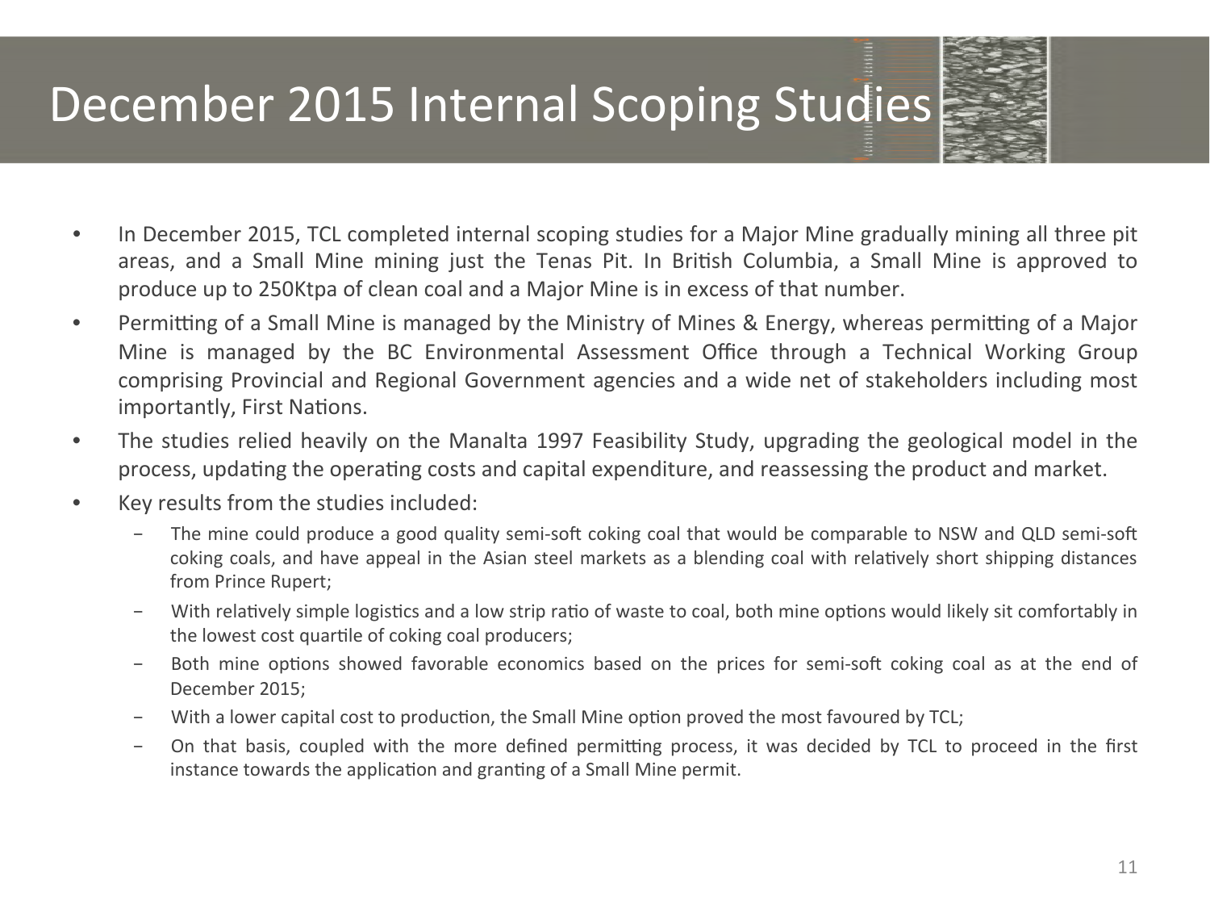# December 2015 Internal Scoping Studies

- In December 2015, TCL completed internal scoping studies for a Major Mine gradually mining all three pit areas, and a Small Mine mining just the Tenas Pit. In British Columbia, a Small Mine is approved to produce up to 250Ktpa of clean coal and a Major Mine is in excess of that number.
- Permitting of a Small Mine is managed by the Ministry of Mines & Energy, whereas permitting of a Major Mine is managed by the BC Environmental Assessment Office through a Technical Working Group comprising Provincial and Regional Government agencies and a wide net of stakeholders including most importantly, First Nations.
- The studies relied heavily on the Manalta 1997 Feasibility Study, upgrading the geological model in the process, updating the operating costs and capital expenditure, and reassessing the product and market.
- Key results from the studies included:
  - The mine could produce a good quality semi-soft coking coal that would be comparable to NSW and QLD semi-soft coking coals, and have appeal in the Asian steel markets as a blending coal with relatively short shipping distances from Prince Rupert;
  - With relatively simple logistics and a low strip ratio of waste to coal, both mine options would likely sit comfortably in the lowest cost quartile of coking coal producers;
  - Both mine options showed favorable economics based on the prices for semi-soft coking coal as at the end of December 2015;
  - With a lower capital cost to production, the Small Mine option proved the most favoured by TCL;
  - On that basis, coupled with the more defined permitting process, it was decided by TCL to proceed in the first instance towards the application and granting of a Small Mine permit.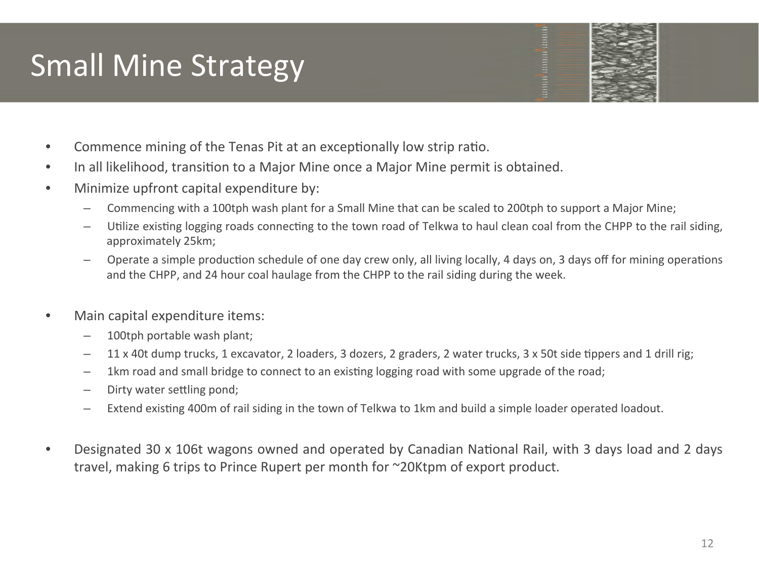# Small Mine Strategy

- Commence mining of the Tenas Pit at an exceptionally low strip ratio.
- In all likelihood, transition to a Major Mine once a Major Mine permit is obtained.
- Minimize upfront capital expenditure by:
  - Commencing with a 100tph wash plant for a Small Mine that can be scaled to 200tph to support a Major Mine;
  - Utilize existing logging roads connecting to the town road of Telkwa to haul clean coal from the CHPP to the rail siding, approximately 25km;
  - Operate a simple production schedule of one day crew only, all living locally, 4 days on, 3 days off for mining operations and the CHPP, and 24 hour coal haulage from the CHPP to the rail siding during the week.

- Main capital expenditure items:
  - 100tph portable wash plant;
  - 11 x 40t dump trucks, 1 excavator, 2 loaders, 3 dozers, 2 graders, 2 water trucks, 3 x 50t side tippers and 1 drill rig;
  - 1km road and small bridge to connect to an existing logging road with some upgrade of the road;
  - Dirty water settling pond;
  - Extend existing 400m of rail siding in the town of Telkwa to 1km and build a simple loader operated loadout.

- Designated 30 x 106t wagons owned and operated by Canadian National Rail, with 3 days load and 2 days travel, making 6 trips to Prince Rupert per month for ~20Ktpm of export product.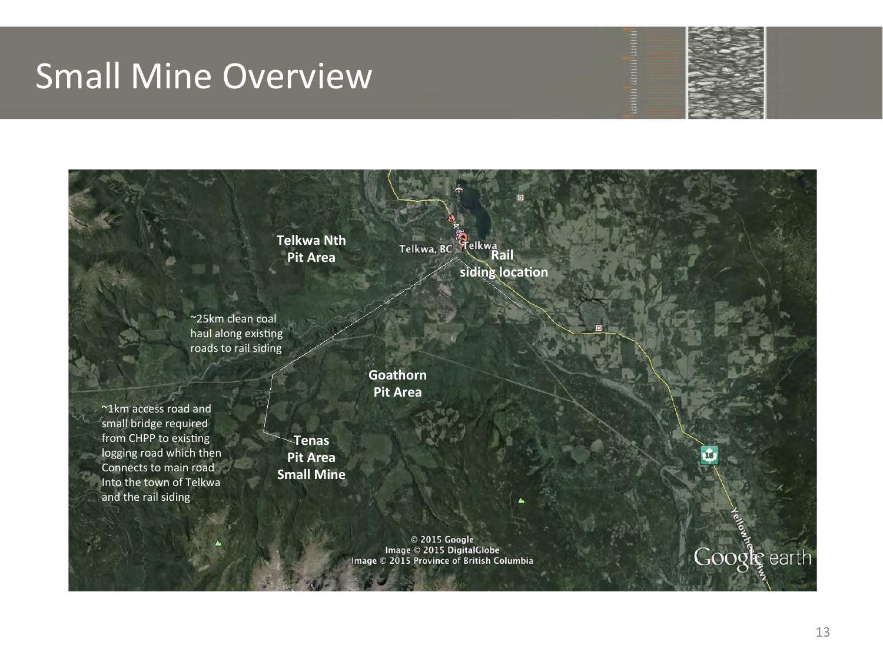# Small Mine Overview

Telkwa Nth Pit Area

Telkwa, BC

Telkwa

Rail siding location

~25km clean coal haul along existing roads to rail siding

Goathorn Pit Area

~1km access road and small bridge required from CHPP to existing logging road which then Connects to main road Into the town of Telkwa and the rail siding

Tenas Pit Area Small Mine

© 2015 Google
Image © 2015 DigitalGlobe
Image © 2015 Province of British Columbia

Google earth

Yellowhead Hwy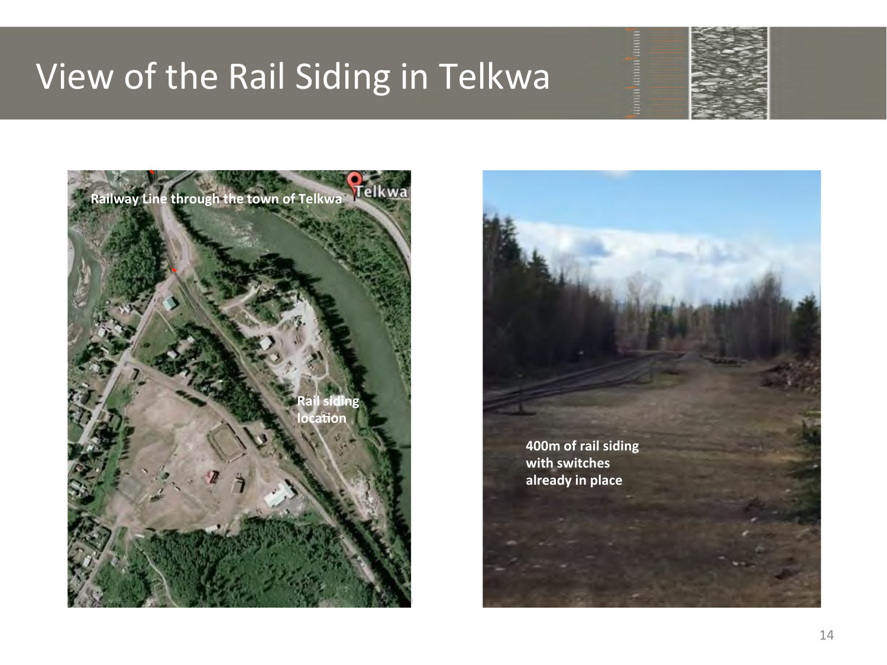# View of the Rail Siding in Telkwa

Railway Line through the town of Telkwa

Telkwa

Rail siding location

400m of rail siding with switches already in place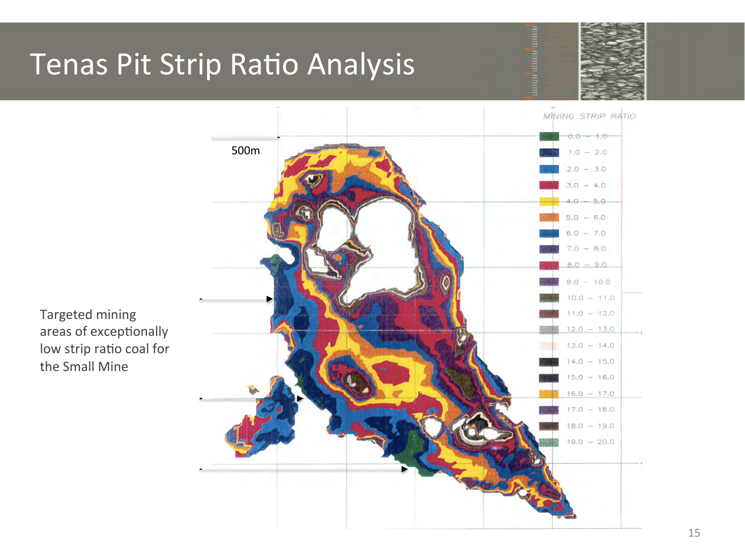# Tenas Pit Strip Ratio Analysis

Targeted mining areas of exceptionally low strip ratio coal for the Small Mine

500m

MINING STRIP RATIO

| MINING STRIP RATIO |
|---|
| 0.0 – 1.0 |
| 1.0 – 2.0 |
| 2.0 – 3.0 |
| 3.0 – 4.0 |
| 4.0 – 5.0 |
| 5.0 – 6.0 |
| 6.0 – 7.0 |
| 7.0 – 8.0 |
| 8.0 – 9.0 |
| 9.0 – 10.0 |
| 10.0 – 11.0 |
| 11.0 – 12.0 |
| 12.0 – 13.0 |
| 13.0 – 14.0 |
| 14.0 – 15.0 |
| 15.0 – 16.0 |
| 16.0 – 17.0 |
| 17.0 – 18.0 |
| 18.0 – 19.0 |
| 19.0 – 20.0 |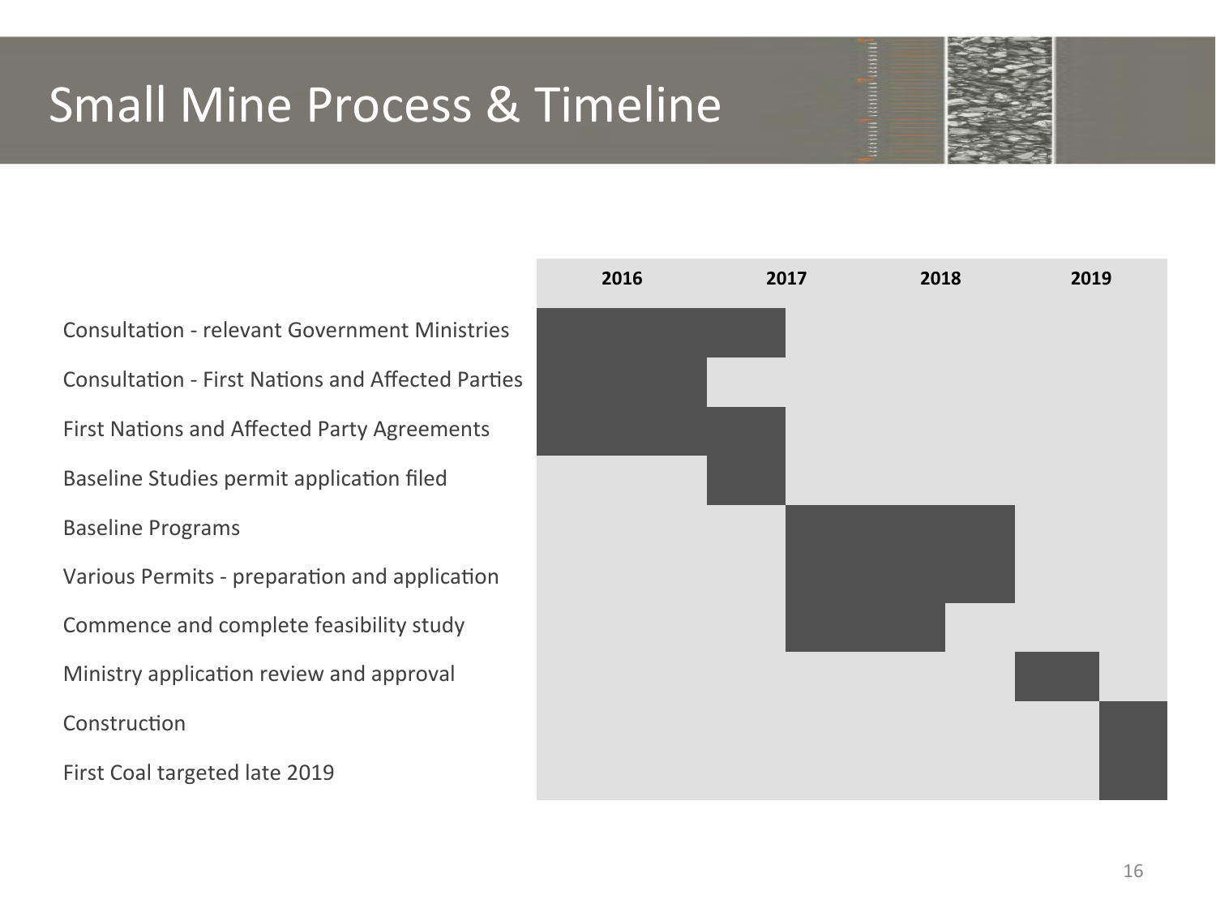# Small Mine Process & Timeline

| | 2016 | 2017 | 2018 | 2019 |
|---|---|---|---|---|
| Consultation - relevant Government Ministries | ■ | ■ | | |
| Consultation - First Nations and Affected Parties | ■ | | | |
| First Nations and Affected Party Agreements | ■ | ■ | | |
| Baseline Studies permit application filed | | ■ | | |
| Baseline Programs | | ■ | ■ | |
| Various Permits - preparation and application | | ■ | ■ | |
| Commence and complete feasibility study | | ■ | ■ | |
| Ministry application review and approval | | | | ■ |
| Construction | | | | ■ |
| First Coal targeted late 2019 | | | | ■ |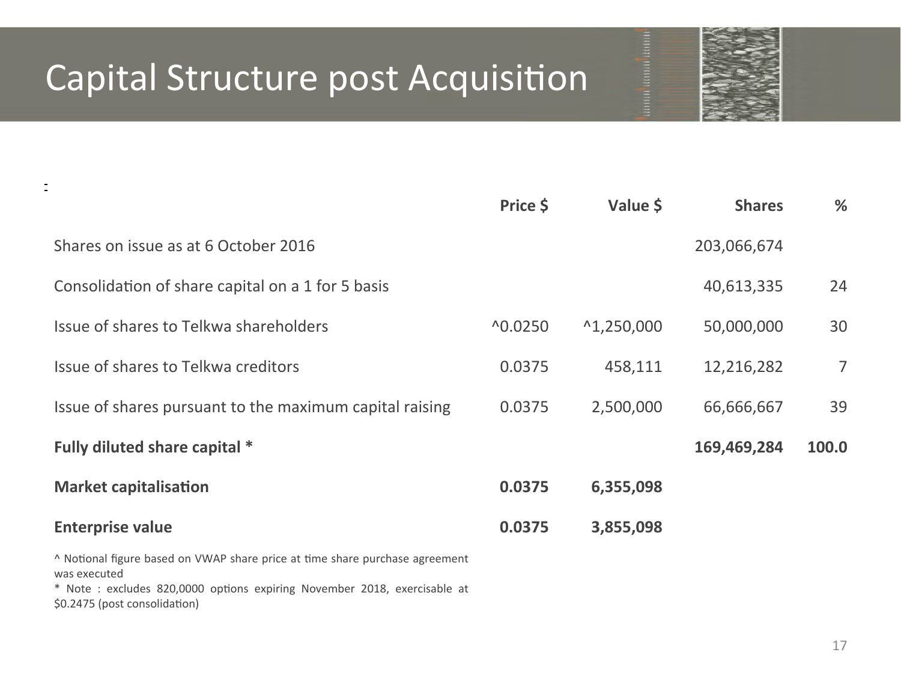# Capital Structure post Acquisition

| | Price $ | Value $ | Shares | % |
|---|---|---|---|---|
| Shares on issue as at 6 October 2016 | | | 203,066,674 | |
| Consolidation of share capital on a 1 for 5 basis | | | 40,613,335 | 24 |
| Issue of shares to Telkwa shareholders | ^0.0250 | ^1,250,000 | 50,000,000 | 30 |
| Issue of shares to Telkwa creditors | 0.0375 | 458,111 | 12,216,282 | 7 |
| Issue of shares pursuant to the maximum capital raising | 0.0375 | 2,500,000 | 66,666,667 | 39 |
| **Fully diluted share capital *** | | | **169,469,284** | **100.0** |
| **Market capitalisation** | **0.0375** | **6,355,098** | | |
| **Enterprise value** | **0.0375** | **3,855,098** | | |

^ Notional figure based on VWAP share price at time share purchase agreement was executed

* Note : excludes 820,0000 options expiring November 2018, exercisable at $0.2475 (post consolidation)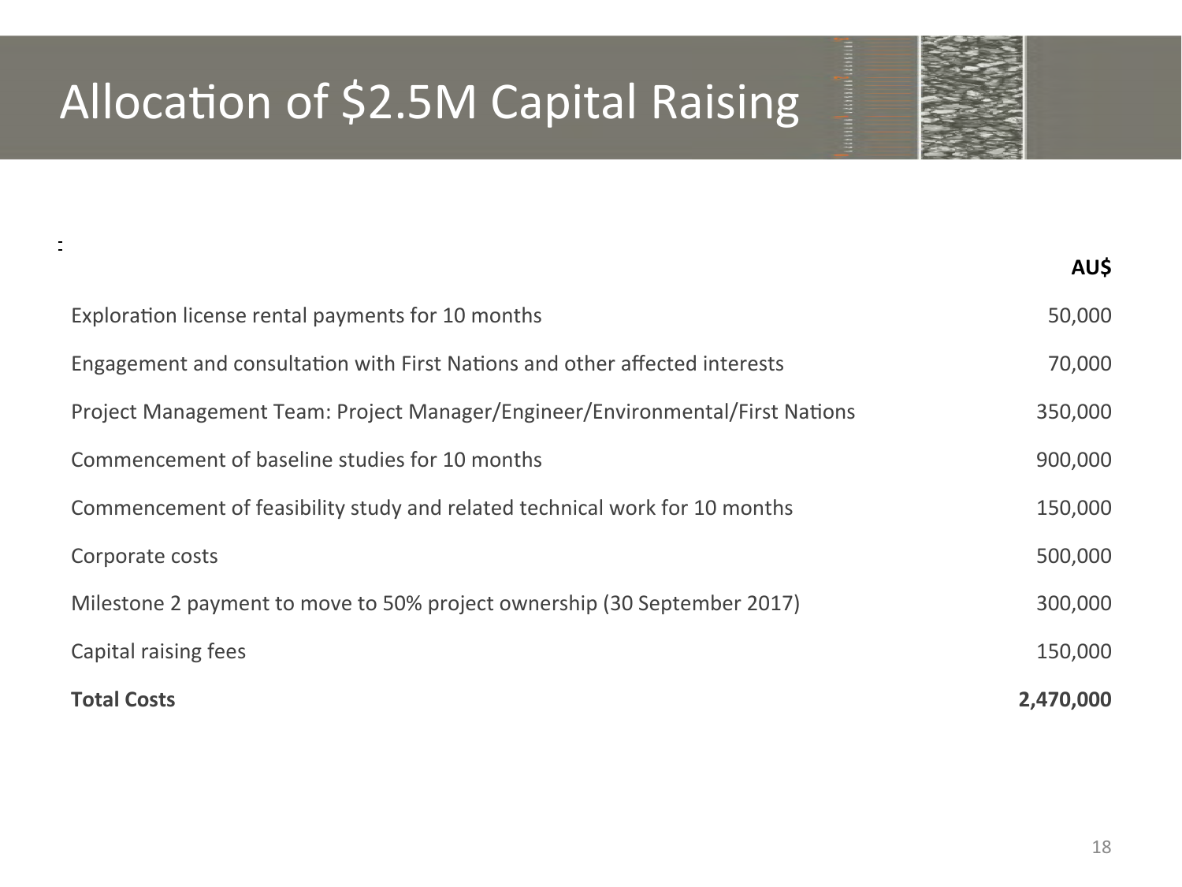# Allocation of $2.5M Capital Raising

| | AU$ |
|---|---:|
| Exploration license rental payments for 10 months | 50,000 |
| Engagement and consultation with First Nations and other affected interests | 70,000 |
| Project Management Team: Project Manager/Engineer/Environmental/First Nations | 350,000 |
| Commencement of baseline studies for 10 months | 900,000 |
| Commencement of feasibility study and related technical work for 10 months | 150,000 |
| Corporate costs | 500,000 |
| Milestone 2 payment to move to 50% project ownership (30 September 2017) | 300,000 |
| Capital raising fees | 150,000 |
| **Total Costs** | **2,470,000** |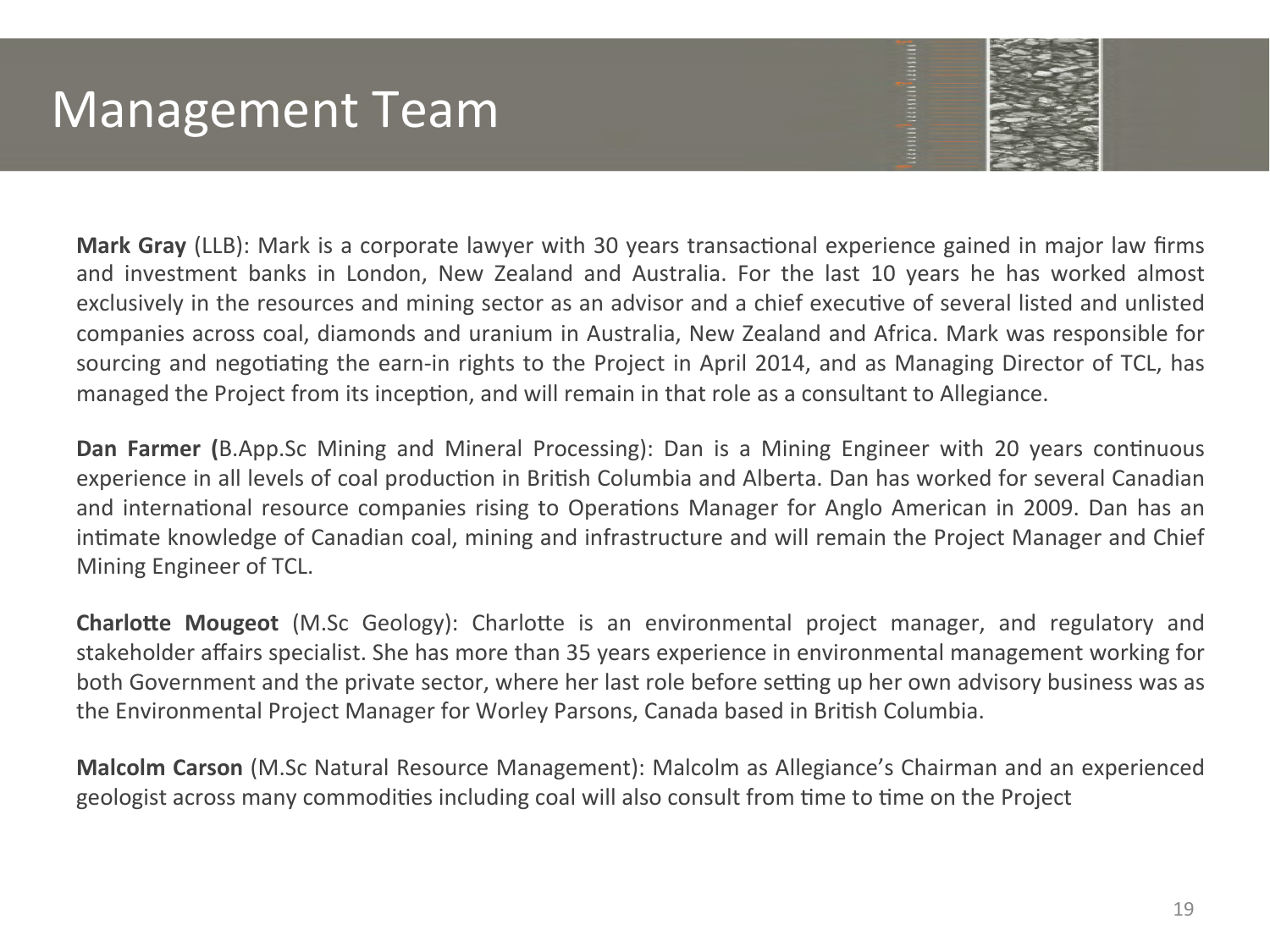# Management Team

**Mark Gray** (LLB): Mark is a corporate lawyer with 30 years transactional experience gained in major law firms and investment banks in London, New Zealand and Australia. For the last 10 years he has worked almost exclusively in the resources and mining sector as an advisor and a chief executive of several listed and unlisted companies across coal, diamonds and uranium in Australia, New Zealand and Africa. Mark was responsible for sourcing and negotiating the earn-in rights to the Project in April 2014, and as Managing Director of TCL, has managed the Project from its inception, and will remain in that role as a consultant to Allegiance.

**Dan Farmer (**B.App.Sc Mining and Mineral Processing): Dan is a Mining Engineer with 20 years continuous experience in all levels of coal production in British Columbia and Alberta. Dan has worked for several Canadian and international resource companies rising to Operations Manager for Anglo American in 2009. Dan has an intimate knowledge of Canadian coal, mining and infrastructure and will remain the Project Manager and Chief Mining Engineer of TCL.

**Charlotte Mougeot** (M.Sc Geology): Charlotte is an environmental project manager, and regulatory and stakeholder affairs specialist. She has more than 35 years experience in environmental management working for both Government and the private sector, where her last role before setting up her own advisory business was as the Environmental Project Manager for Worley Parsons, Canada based in British Columbia.

**Malcolm Carson** (M.Sc Natural Resource Management): Malcolm as Allegiance's Chairman and an experienced geologist across many commodities including coal will also consult from time to time on the Project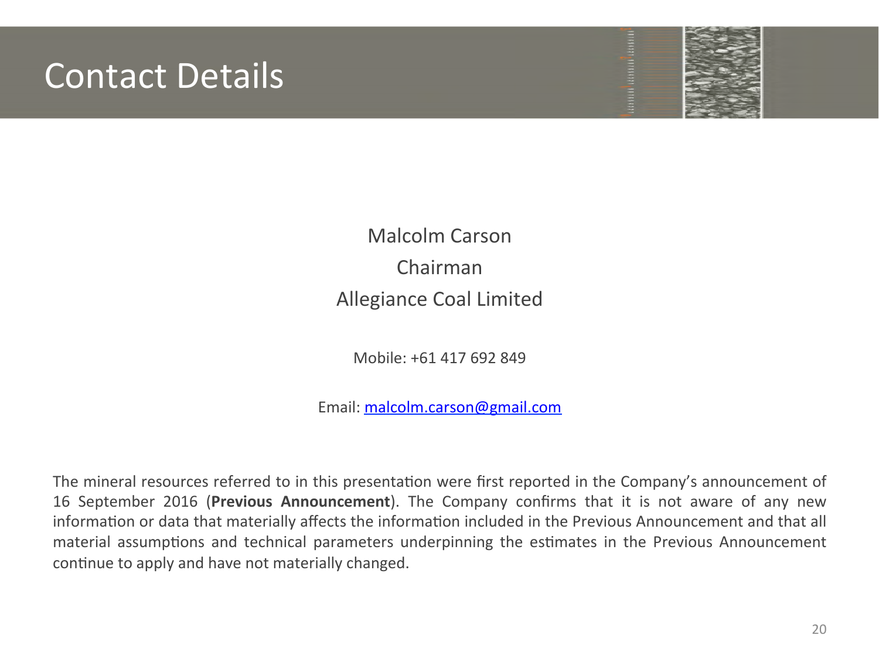# Contact Details

Malcolm Carson

Chairman

Allegiance Coal Limited

Mobile: +61 417 692 849

Email: malcolm.carson@gmail.com

The mineral resources referred to in this presentation were first reported in the Company's announcement of 16 September 2016 (**Previous Announcement**). The Company confirms that it is not aware of any new information or data that materially affects the information included in the Previous Announcement and that all material assumptions and technical parameters underpinning the estimates in the Previous Announcement continue to apply and have not materially changed.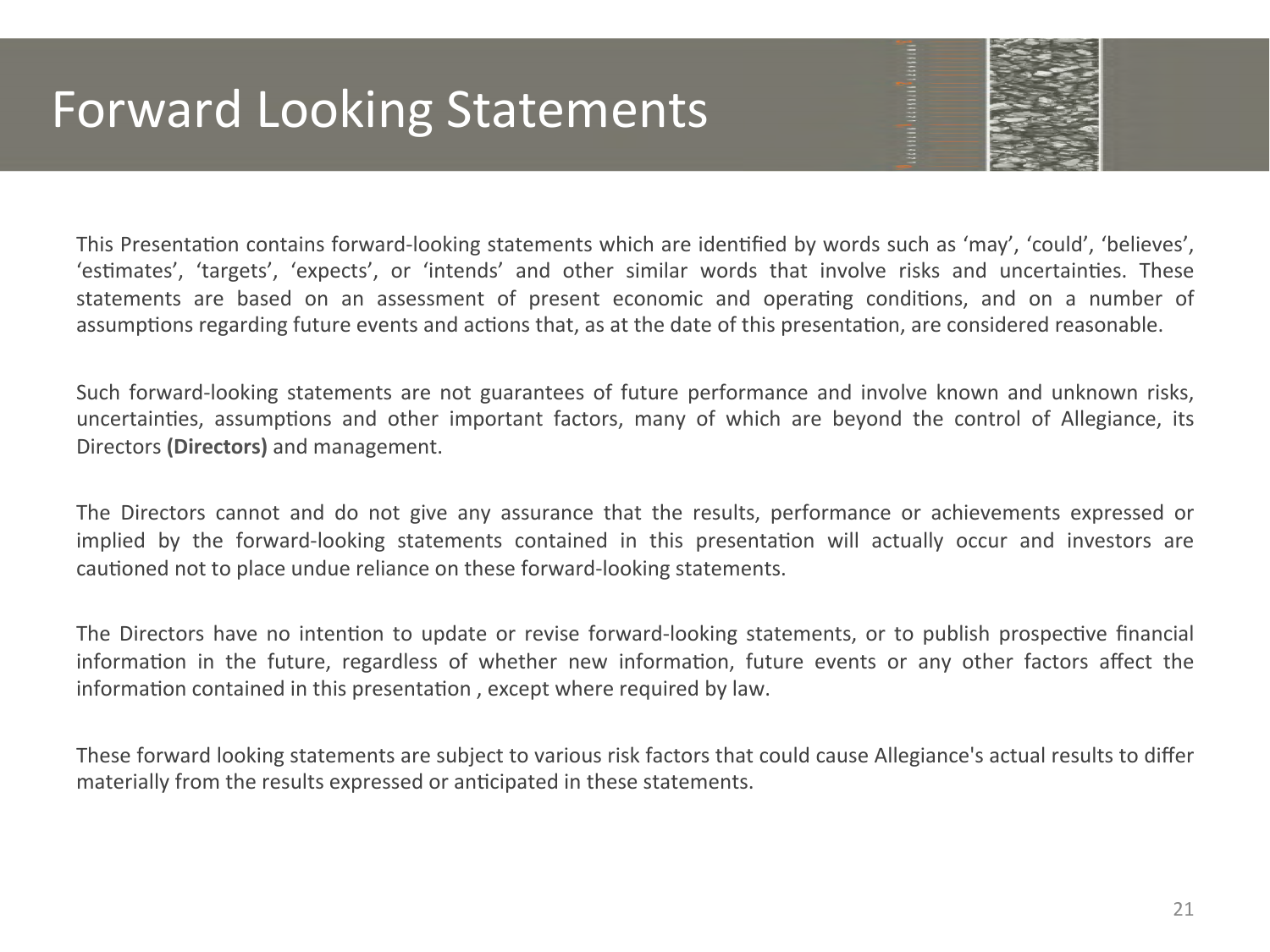# Forward Looking Statements

This Presentation contains forward-looking statements which are identified by words such as 'may', 'could', 'believes', 'estimates', 'targets', 'expects', or 'intends' and other similar words that involve risks and uncertainties. These statements are based on an assessment of present economic and operating conditions, and on a number of assumptions regarding future events and actions that, as at the date of this presentation, are considered reasonable.

Such forward-looking statements are not guarantees of future performance and involve known and unknown risks, uncertainties, assumptions and other important factors, many of which are beyond the control of Allegiance, its Directors **(Directors)** and management.

The Directors cannot and do not give any assurance that the results, performance or achievements expressed or implied by the forward-looking statements contained in this presentation will actually occur and investors are cautioned not to place undue reliance on these forward-looking statements.

The Directors have no intention to update or revise forward-looking statements, or to publish prospective financial information in the future, regardless of whether new information, future events or any other factors affect the information contained in this presentation , except where required by law.

These forward looking statements are subject to various risk factors that could cause Allegiance's actual results to differ materially from the results expressed or anticipated in these statements.